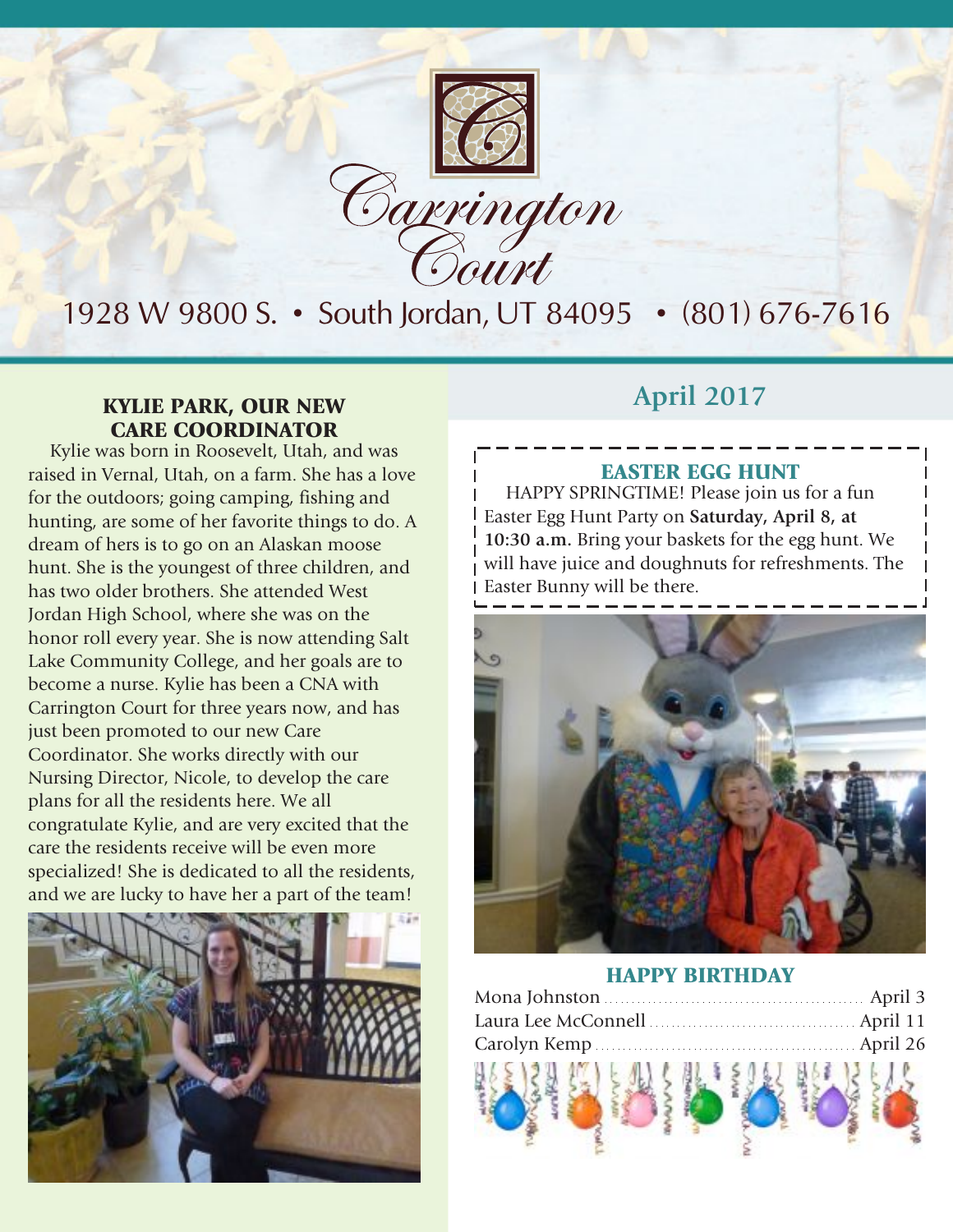# Carrington Court

1928 W 9800 S. • South Jordan, UT 84095 • (801) 676-7616

## April 2017

### KYLIE PARK, OUR NEW CARE COORDINATOR

Kylie was born in Roosevelt, Utah, and was raised in Vernal, Utah, on a farm. She has a love for the outdoors; going camping, fishing and hunting, are some of her favorite things to do. A dream of hers is to go on an Alaskan moose hunt. She is the youngest of three children, and has two older brothers. She attended West Jordan High School, where she was on the honor roll every year. She is now attending Salt Lake Community College, and her goals are to become a nurse. Kylie has been a CNA with Carrington Court for three years now, and has just been promoted to our new Care Coordinator. She works directly with our Nursing Director, Nicole, to develop the care plans for all the residents here. We all congratulate Kylie, and are very excited that the care the residents receive will be even more specialized! She is dedicated to all the residents, and we are lucky to have her a part of the team!

### EASTER EGG HUNT

HAPPY SPRINGTIME! Please join us for a fun Easter Egg Hunt Party on **Saturday, April 8, at 10:30 a.m.** Bring your baskets for the egg hunt. We will have juice and doughnuts for refreshments. The Easter Bunny will be there.

### HAPPY BIRTHDAY

| Name | Date |
|---|---|
| Mona Johnston | April 3 |
| Laura Lee McConnell | April 11 |
| Carolyn Kemp | April 26 |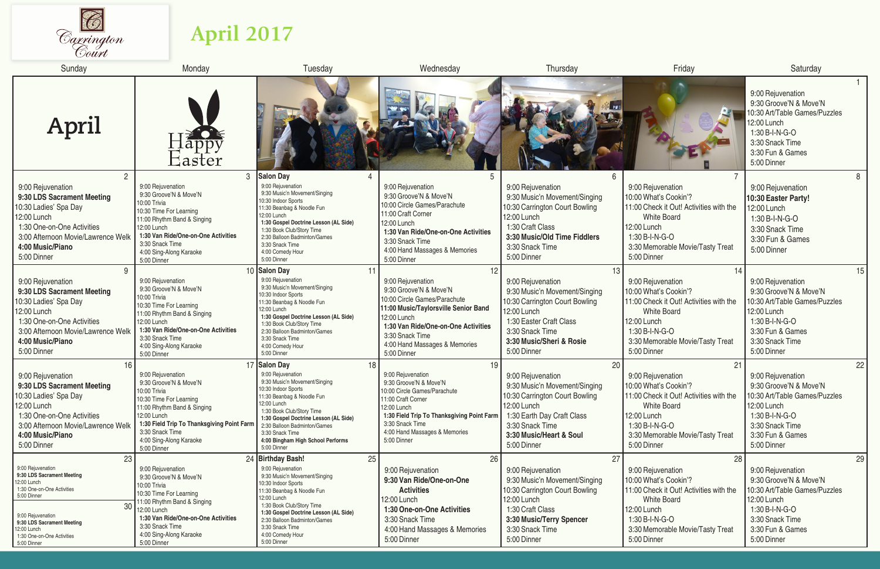Carrington Court

# April 2017

| Sunday | Monday | Tuesday | Wednesday | Thursday | Friday | Saturday |
|---|---|---|---|---|---|---|
| **April** | Happy Easter | | | | | **1**<br>9:00 Rejuvenation<br>9:30 Groove'N & Move'N<br>10:30 Art/Table Games/Puzzles<br>12:00 Lunch<br>1:30 B-I-N-G-O<br>3:30 Snack Time<br>3:30 Fun & Games<br>5:00 Dinner |
| **2**<br>9:00 Rejuvenation<br>**9:30 LDS Sacrament Meeting**<br>10:30 Ladies' Spa Day<br>12:00 Lunch<br>1:30 One-on-One Activities<br>3:00 Afternoon Movie/Lawrence Welk<br>**4:00 Music/Piano**<br>5:00 Dinner | **3**<br>9:00 Rejuvenation<br>9:30 Groove'N & Move'N<br>10:00 Trivia<br>10:30 Time For Learning<br>11:00 Rhythm Band & Singing<br>12:00 Lunch<br>**1:30 Van Ride/One-on-One Activities**<br>3:30 Snack Time<br>4:00 Sing-Along Karaoke<br>5:00 Dinner | **4**<br>**Salon Day**<br>9:00 Rejuvenation<br>9:30 Music'n Movement/Singing<br>10:30 Indoor Sports<br>11:30 Beanbag & Noodle Fun<br>12:00 Lunch<br>**1:30 Gospel Doctrine Lesson (AL Side)**<br>1:30 Book Club/Story Time<br>2:30 Balloon Badminton/Games<br>3:30 Snack Time<br>4:00 Comedy Hour<br>5:00 Dinner | **5**<br>9:00 Rejuvenation<br>9:30 Groove'N & Move'N<br>10:00 Circle Games/Parachute<br>11:00 Craft Corner<br>12:00 Lunch<br>**1:30 Van Ride/One-on-One Activities**<br>3:30 Snack Time<br>4:00 Hand Massages & Memories<br>5:00 Dinner | **6**<br>9:00 Rejuvenation<br>9:30 Music'n Movement/Singing<br>10:30 Carrington Court Bowling<br>12:00 Lunch<br>1:30 Craft Class<br>**3:30 Music/Old Time Fiddlers**<br>3:30 Snack Time<br>5:00 Dinner | **7**<br>9:00 Rejuvenation<br>10:00 What's Cookin'?<br>11:00 Check it Out! Activities with the White Board<br>12:00 Lunch<br>1:30 B-I-N-G-O<br>3:30 Memorable Movie/Tasty Treat<br>5:00 Dinner | **8**<br>9:00 Rejuvenation<br>**10:30 Easter Party!**<br>12:00 Lunch<br>1:30 B-I-N-G-O<br>3:30 Snack Time<br>3:30 Fun & Games<br>5:00 Dinner |
| **9**<br>9:00 Rejuvenation<br>**9:30 LDS Sacrament Meeting**<br>10:30 Ladies' Spa Day<br>12:00 Lunch<br>1:30 One-on-One Activities<br>3:00 Afternoon Movie/Lawrence Welk<br>**4:00 Music/Piano**<br>5:00 Dinner | **10**<br>9:00 Rejuvenation<br>9:30 Groove'N & Move'N<br>10:00 Trivia<br>10:30 Time For Learning<br>11:00 Rhythm Band & Singing<br>12:00 Lunch<br>**1:30 Van Ride/One-on-One Activities**<br>3:30 Snack Time<br>4:00 Sing-Along Karaoke<br>5:00 Dinner | **11**<br>**Salon Day**<br>9:00 Rejuvenation<br>9:30 Music'n Movement/Singing<br>10:30 Indoor Sports<br>11:30 Beanbag & Noodle Fun<br>12:00 Lunch<br>**1:30 Gospel Doctrine Lesson (AL Side)**<br>1:30 Book Club/Story Time<br>2:30 Balloon Badminton/Games<br>3:30 Snack Time<br>4:00 Comedy Hour<br>5:00 Dinner | **12**<br>9:00 Rejuvenation<br>9:30 Groove'N & Move'N<br>10:00 Circle Games/Parachute<br>**11:00 Music/Taylorsville Senior Band**<br>12:00 Lunch<br>**1:30 Van Ride/One-on-One Activities**<br>3:30 Snack Time<br>4:00 Hand Massages & Memories<br>5:00 Dinner | **13**<br>9:00 Rejuvenation<br>9:30 Music'n Movement/Singing<br>10:30 Carrington Court Bowling<br>12:00 Lunch<br>1:30 Easter Craft Class<br>3:30 Snack Time<br>**3:30 Music/Sheri & Rosie**<br>5:00 Dinner | **14**<br>9:00 Rejuvenation<br>10:00 What's Cookin'?<br>11:00 Check it Out! Activities with the White Board<br>12:00 Lunch<br>1:30 B-I-N-G-O<br>3:30 Memorable Movie/Tasty Treat<br>5:00 Dinner | **15**<br>9:00 Rejuvenation<br>9:30 Groove'N & Move'N<br>10:30 Art/Table Games/Puzzles<br>12:00 Lunch<br>1:30 B-I-N-G-O<br>3:30 Fun & Games<br>3:30 Snack Time<br>5:00 Dinner |
| **16**<br>9:00 Rejuvenation<br>**9:30 LDS Sacrament Meeting**<br>10:30 Ladies' Spa Day<br>12:00 Lunch<br>1:30 One-on-One Activities<br>3:00 Afternoon Movie/Lawrence Welk<br>**4:00 Music/Piano**<br>5:00 Dinner | **17**<br>9:00 Rejuvenation<br>9:30 Groove'N & Move'N<br>10:00 Trivia<br>10:30 Time For Learning<br>11:00 Rhythm Band & Singing<br>12:00 Lunch<br>**1:30 Field Trip To Thanksgiving Point Farm**<br>3:30 Snack Time<br>4:00 Sing-Along Karaoke<br>5:00 Dinner | **18**<br>**Salon Day**<br>9:00 Rejuvenation<br>9:30 Music'n Movement/Singing<br>10:30 Indoor Sports<br>11:30 Beanbag & Noodle Fun<br>12:00 Lunch<br>1:30 Book Club/Story Time<br>**1:30 Gospel Doctrine Lesson (AL Side)**<br>2:30 Balloon Badminton/Games<br>3:30 Snack Time<br>**4:00 Bingham High School Performs**<br>5:00 Dinner | **19**<br>9:00 Rejuvenation<br>9:30 Groove'N & Move'N<br>10:00 Circle Games/Parachute<br>11:00 Craft Corner<br>12:00 Lunch<br>**1:30 Field Trip To Thanksgiving Point Farm**<br>3:30 Snack Time<br>4:00 Hand Massages & Memories<br>5:00 Dinner | **20**<br>9:00 Rejuvenation<br>9:30 Music'n Movement/Singing<br>10:30 Carrington Court Bowling<br>12:00 Lunch<br>1:30 Earth Day Craft Class<br>3:30 Snack Time<br>**3:30 Music/Heart & Soul**<br>5:00 Dinner | **21**<br>9:00 Rejuvenation<br>10:00 What's Cookin'?<br>11:00 Check it Out! Activities with the White Board<br>12:00 Lunch<br>1:30 B-I-N-G-O<br>3:30 Memorable Movie/Tasty Treat<br>5:00 Dinner | **22**<br>9:00 Rejuvenation<br>9:30 Groove'N & Move'N<br>10:30 Art/Table Games/Puzzles<br>12:00 Lunch<br>1:30 B-I-N-G-O<br>3:30 Snack Time<br>3:30 Fun & Games<br>5:00 Dinner |
| **23**<br>9:00 Rejuvenation<br>**9:30 LDS Sacrament Meeting**<br>12:00 Lunch<br>1:30 One-on-One Activities<br>5:00 Dinner<br><br>**30**<br>9:00 Rejuvenation<br>**9:30 LDS Sacrament Meeting**<br>12:00 Lunch<br>1:30 One-on-One Activities<br>5:00 Dinner | **24**<br>9:00 Rejuvenation<br>9:30 Groove'N & Move'N<br>10:00 Trivia<br>10:30 Time For Learning<br>11:00 Rhythm Band & Singing<br>12:00 Lunch<br>**1:30 Van Ride/One-on-One Activities**<br>3:30 Snack Time<br>4:00 Sing-Along Karaoke<br>5:00 Dinner | **25**<br>**Birthday Bash!**<br>9:00 Rejuvenation<br>9:30 Music'n Movement/Singing<br>10:30 Indoor Sports<br>11:30 Beanbag & Noodle Fun<br>12:00 Lunch<br>1:30 Book Club/Story Time<br>**1:30 Gospel Doctrine Lesson (AL Side)**<br>2:30 Balloon Badminton/Games<br>3:30 Snack Time<br>4:00 Comedy Hour<br>5:00 Dinner | **26**<br>9:00 Rejuvenation<br>**9:30 Van Ride/One-on-One Activities**<br>12:00 Lunch<br>**1:30 One-on-One Activities**<br>3:30 Snack Time<br>4:00 Hand Massages & Memories<br>5:00 Dinner | **27**<br>9:00 Rejuvenation<br>9:30 Music'n Movement/Singing<br>10:30 Carrington Court Bowling<br>12:00 Lunch<br>1:30 Craft Class<br>**3:30 Music/Terry Spencer**<br>3:30 Snack Time<br>5:00 Dinner | **28**<br>9:00 Rejuvenation<br>10:00 What's Cookin'?<br>11:00 Check it Out! Activities with the White Board<br>12:00 Lunch<br>1:30 B-I-N-G-O<br>3:30 Memorable Movie/Tasty Treat<br>5:00 Dinner | **29**<br>9:00 Rejuvenation<br>9:30 Groove'N & Move'N<br>10:30 Art/Table Games/Puzzles<br>12:00 Lunch<br>1:30 B-I-N-G-O<br>3:30 Snack Time<br>3:30 Fun & Games<br>5:00 Dinner |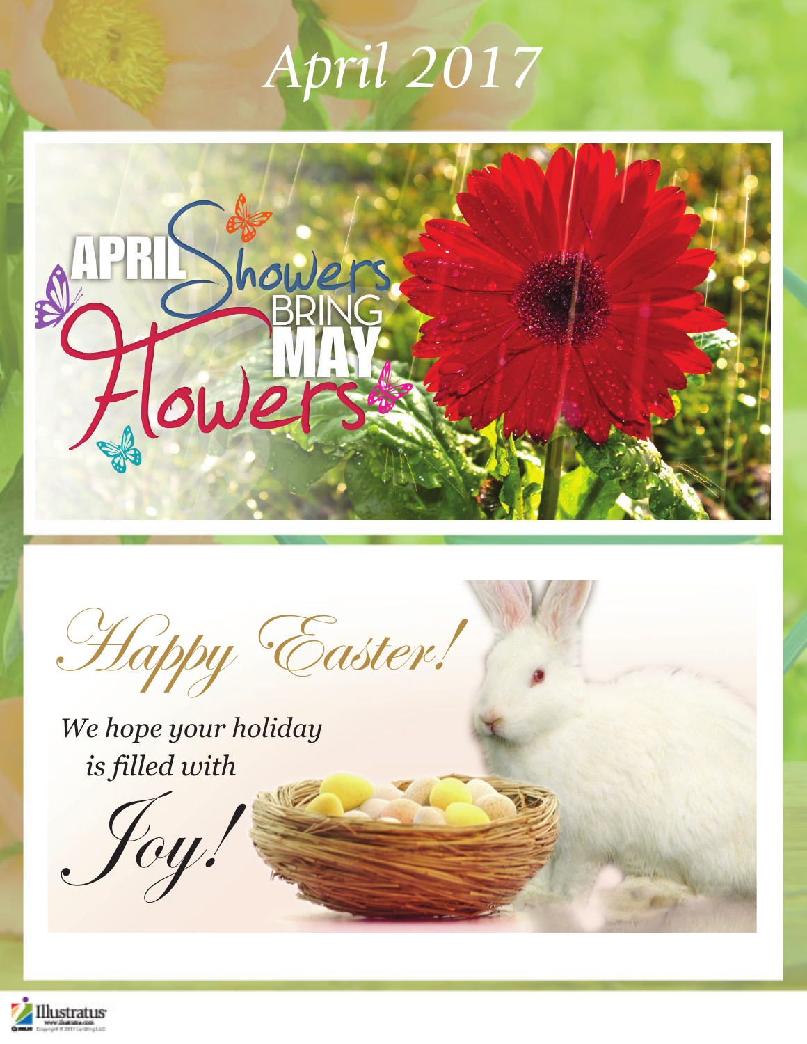# April 2017

APRIL Showers BRING MAY Flowers

## Happy Easter!

*We hope your holiday is filled with*

*Joy!*